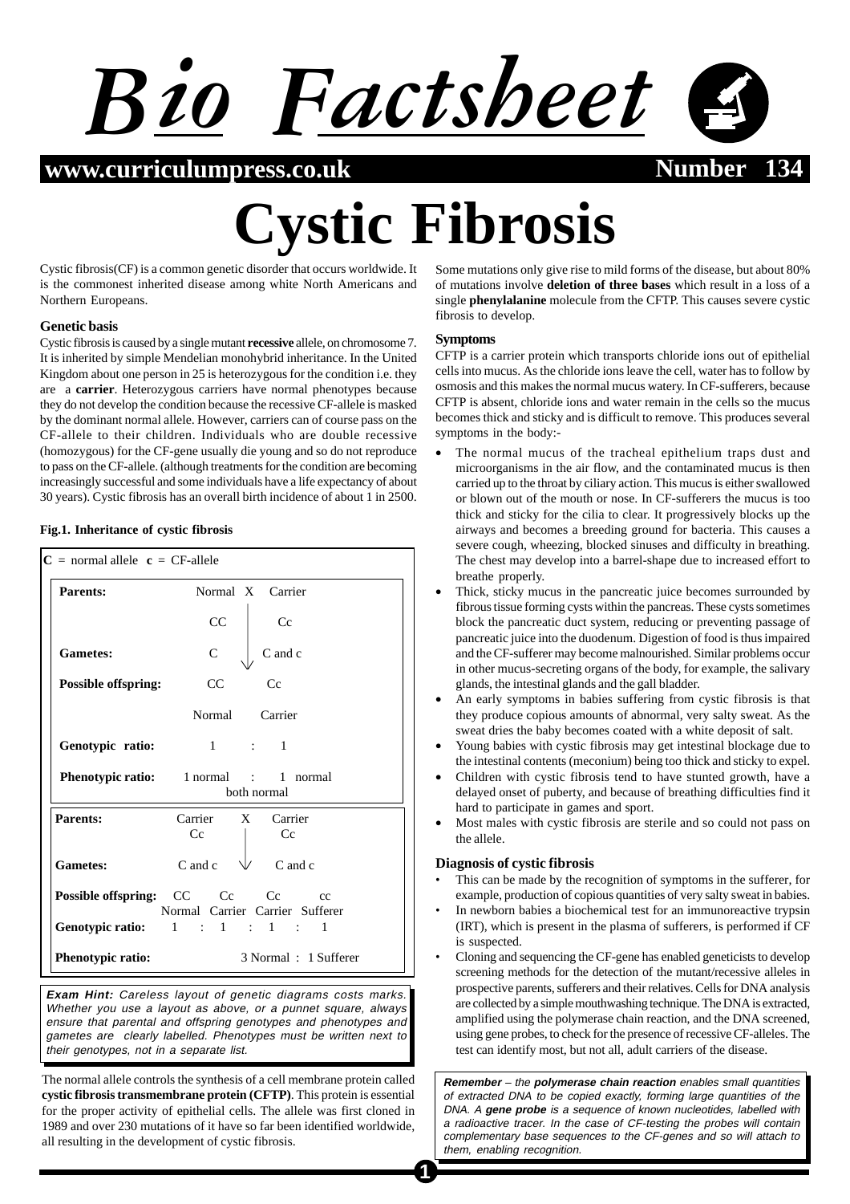# Bio Factsheet

www.curriculumpress.co.uk — Number 134

# Cystic Fibrosis

Cystic fibrosis(CF) is a common genetic disorder that occurs worldwide. It is the commonest inherited disease among white North Americans and Northern Europeans.

### Genetic basis

Cystic fibrosis is caused by a single mutant **recessive** allele, on chromosome 7. It is inherited by simple Mendelian monohybrid inheritance. In the United Kingdom about one person in 25 is heterozygous for the condition i.e. they are a **carrier**. Heterozygous carriers have normal phenotypes because they do not develop the condition because the recessive CF-allele is masked by the dominant normal allele. However, carriers can of course pass on the CF-allele to their children. Individuals who are double recessive (homozygous) for the CF-gene usually die young and so do not reproduce to pass on the CF-allele. (although treatments for the condition are becoming increasingly successful and some individuals have a life expectancy of about 30 years). Cystic fibrosis has an overall birth incidence of about 1 in 2500.

**Fig.1. Inheritance of cystic fibrosis**

**C** = normal allele **c** = CF-allele

| | | |
|---|---|---|
| **Parents:** | Normal X Carrier | |
| | CC | Cc |
| **Gametes:** | C | C and c |
| **Possible offspring:** | CC | Cc |
| | Normal | Carrier |
| **Genotypic ratio:** | 1 : 1 | |
| **Phenotypic ratio:** | 1 normal : 1 normal (both normal) | |

| | | | | |
|---|---|---|---|---|
| **Parents:** | Carrier X Carrier | | | |
| | Cc | | Cc | |
| **Gametes:** | C and c | | C and c | |
| **Possible offspring:** | CC | Cc | Cc | cc |
| | Normal | Carrier | Carrier | Sufferer |
| **Genotypic ratio:** | 1 : | 1 : | 1 : | 1 |
| **Phenotypic ratio:** | 3 Normal : 1 Sufferer | | | |

> ***Exam Hint:*** *Careless layout of genetic diagrams costs marks. Whether you use a layout as above, or a punnet square, always ensure that parental and offspring genotypes and phenotypes and gametes are clearly labelled. Phenotypes must be written next to their genotypes, not in a separate list.*

The normal allele controls the synthesis of a cell membrane protein called **cystic fibrosis transmembrane protein (CFTP)**. This protein is essential for the proper activity of epithelial cells. The allele was first cloned in 1989 and over 230 mutations of it have so far been identified worldwide, all resulting in the development of cystic fibrosis.

Some mutations only give rise to mild forms of the disease, but about 80% of mutations involve **deletion of three bases** which result in a loss of a single **phenylalanine** molecule from the CFTP. This causes severe cystic fibrosis to develop.

### Symptoms

CFTP is a carrier protein which transports chloride ions out of epithelial cells into mucus. As the chloride ions leave the cell, water has to follow by osmosis and this makes the normal mucus watery. In CF-sufferers, because CFTP is absent, chloride ions and water remain in the cells so the mucus becomes thick and sticky and is difficult to remove. This produces several symptoms in the body:-

- The normal mucus of the tracheal epithelium traps dust and microorganisms in the air flow, and the contaminated mucus is then carried up to the throat by ciliary action. This mucus is either swallowed or blown out of the mouth or nose. In CF-sufferers the mucus is too thick and sticky for the cilia to clear. It progressively blocks up the airways and becomes a breeding ground for bacteria. This causes a severe cough, wheezing, blocked sinuses and difficulty in breathing. The chest may develop into a barrel-shape due to increased effort to breathe properly.
- Thick, sticky mucus in the pancreatic juice becomes surrounded by fibrous tissue forming cysts within the pancreas. These cysts sometimes block the pancreatic duct system, reducing or preventing passage of pancreatic juice into the duodenum. Digestion of food is thus impaired and the CF-sufferer may become malnourished. Similar problems occur in other mucus-secreting organs of the body, for example, the salivary glands, the intestinal glands and the gall bladder.
- An early symptoms in babies suffering from cystic fibrosis is that they produce copious amounts of abnormal, very salty sweat. As the sweat dries the baby becomes coated with a white deposit of salt.
- Young babies with cystic fibrosis may get intestinal blockage due to the intestinal contents (meconium) being too thick and sticky to expel.
- Children with cystic fibrosis tend to have stunted growth, have a delayed onset of puberty, and because of breathing difficulties find it hard to participate in games and sport.
- Most males with cystic fibrosis are sterile and so could not pass on the allele.

### Diagnosis of cystic fibrosis

- This can be made by the recognition of symptoms in the sufferer, for example, production of copious quantities of very salty sweat in babies.
- In newborn babies a biochemical test for an immunoreactive trypsin (IRT), which is present in the plasma of sufferers, is performed if CF is suspected.
- Cloning and sequencing the CF-gene has enabled geneticists to develop screening methods for the detection of the mutant/recessive alleles in prospective parents, sufferers and their relatives. Cells for DNA analysis are collected by a simple mouthwashing technique. The DNA is extracted, amplified using the polymerase chain reaction, and the DNA screened, using gene probes, to check for the presence of recessive CF-alleles. The test can identify most, but not all, adult carriers of the disease.

> ***Remember*** *– the **polymerase chain reaction** enables small quantities of extracted DNA to be copied exactly, forming large quantities of the DNA. A **gene probe** is a sequence of known nucleotides, labelled with a radioactive tracer. In the case of CF-testing the probes will contain complementary base sequences to the CF-genes and so will attach to them, enabling recognition.*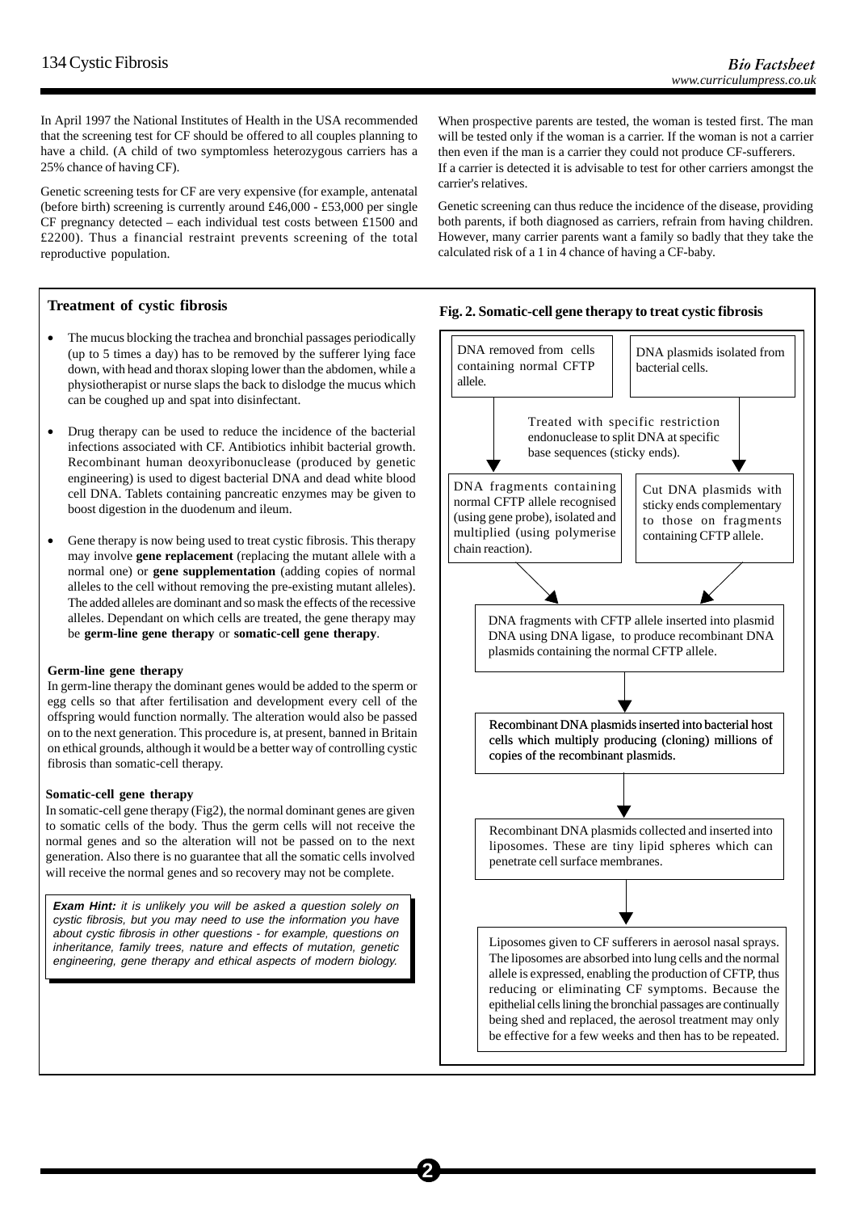In April 1997 the National Institutes of Health in the USA recommended that the screening test for CF should be offered to all couples planning to have a child. (A child of two symptomless heterozygous carriers has a 25% chance of having CF).

Genetic screening tests for CF are very expensive (for example, antenatal (before birth) screening is currently around £46,000 - £53,000 per single CF pregnancy detected – each individual test costs between £1500 and £2200). Thus a financial restraint prevents screening of the total reproductive population.

When prospective parents are tested, the woman is tested first. The man will be tested only if the woman is a carrier. If the woman is not a carrier then even if the man is a carrier they could not produce CF-sufferers.
If a carrier is detected it is advisable to test for other carriers amongst the carrier's relatives.

Genetic screening can thus reduce the incidence of the disease, providing both parents, if both diagnosed as carriers, refrain from having children. However, many carrier parents want a family so badly that they take the calculated risk of a 1 in 4 chance of having a CF-baby.

## Treatment of cystic fibrosis

- The mucus blocking the trachea and bronchial passages periodically (up to 5 times a day) has to be removed by the sufferer lying face down, with head and thorax sloping lower than the abdomen, while a physiotherapist or nurse slaps the back to dislodge the mucus which can be coughed up and spat into disinfectant.
- Drug therapy can be used to reduce the incidence of the bacterial infections associated with CF. Antibiotics inhibit bacterial growth. Recombinant human deoxyribonuclease (produced by genetic engineering) is used to digest bacterial DNA and dead white blood cell DNA. Tablets containing pancreatic enzymes may be given to boost digestion in the duodenum and ileum.
- Gene therapy is now being used to treat cystic fibrosis. This therapy may involve **gene replacement** (replacing the mutant allele with a normal one) or **gene supplementation** (adding copies of normal alleles to the cell without removing the pre-existing mutant alleles). The added alleles are dominant and so mask the effects of the recessive alleles. Dependant on which cells are treated, the gene therapy may be **germ-line gene therapy** or **somatic-cell gene therapy**.

### Germ-line gene therapy

In germ-line therapy the dominant genes would be added to the sperm or egg cells so that after fertilisation and development every cell of the offspring would function normally. The alteration would also be passed on to the next generation. This procedure is, at present, banned in Britain on ethical grounds, although it would be a better way of controlling cystic fibrosis than somatic-cell therapy.

### Somatic-cell gene therapy

In somatic-cell gene therapy (Fig2), the normal dominant genes are given to somatic cells of the body. Thus the germ cells will not receive the normal genes and so the alteration will not be passed on to the next generation. Also there is no guarantee that all the somatic cells involved will receive the normal genes and so recovery may not be complete.

***Exam Hint:*** *it is unlikely you will be asked a question solely on cystic fibrosis, but you may need to use the information you have about cystic fibrosis in other questions - for example, questions on inheritance, family trees, nature and effects of mutation, genetic engineering, gene therapy and ethical aspects of modern biology.*

**Fig. 2. Somatic-cell gene therapy to treat cystic fibrosis**

DNA removed from cells containing normal CFTP allele. | DNA plasmids isolated from bacterial cells.

↓ Treated with specific restriction endonuclease to split DNA at specific base sequences (sticky ends). ↓

DNA fragments containing normal CFTP allele recognised (using gene probe), isolated and multiplied (using polymerise chain reaction). | Cut DNA plasmids with sticky ends complementary to those on fragments containing CFTP allele.

↓

DNA fragments with CFTP allele inserted into plasmid DNA using DNA ligase, to produce recombinant DNA plasmids containing the normal CFTP allele.

↓

Recombinant DNA plasmids inserted into bacterial host cells which multiply producing (cloning) millions of copies of the recombinant plasmids.

↓

Recombinant DNA plasmids collected and inserted into liposomes. These are tiny lipid spheres which can penetrate cell surface membranes.

↓

Liposomes given to CF sufferers in aerosol nasal sprays. The liposomes are absorbed into lung cells and the normal allele is expressed, enabling the production of CFTP, thus reducing or eliminating CF symptoms. Because the epithelial cells lining the bronchial passages are continually being shed and replaced, the aerosol treatment may only be effective for a few weeks and then has to be repeated.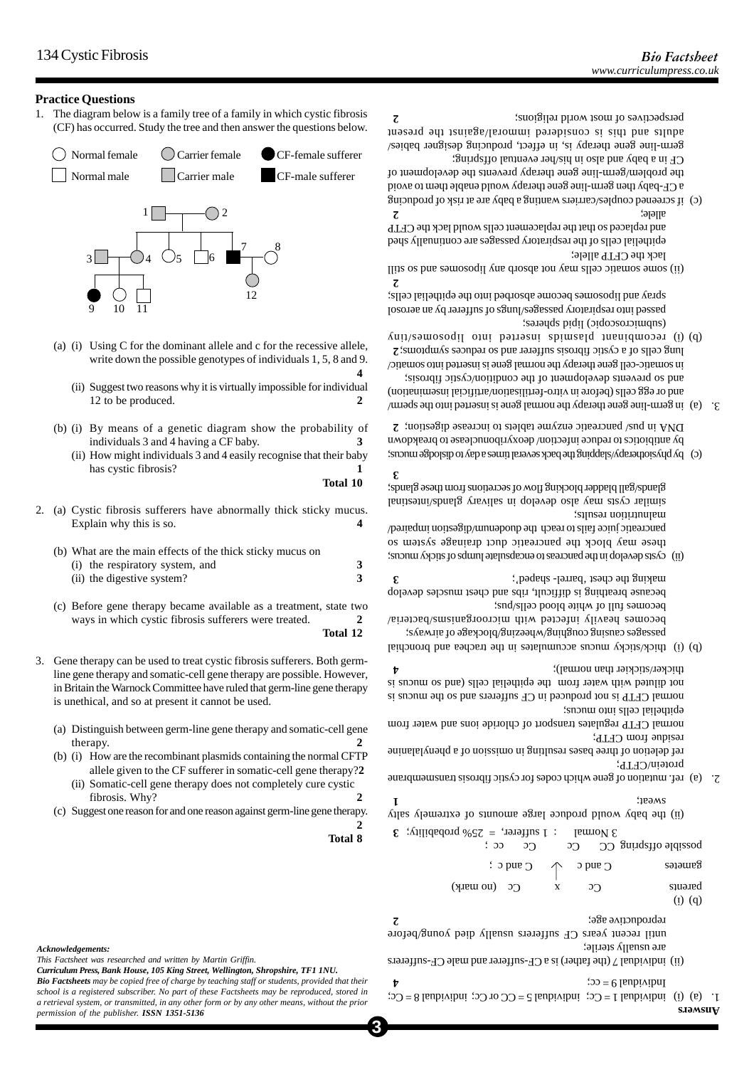## Practice Questions

1. The diagram below is a family tree of a family in which cystic fibrosis (CF) has occurred. Study the tree and then answer the questions below.

Normal female
Carrier female
CF-female sufferer
Normal male
Carrier male
CF-male sufferer

1 2 3 4 5 6 7 8 9 10 11 12

(a) (i) Using C for the dominant allele and c for the recessive allele, write down the possible genotypes of individuals 1, 5, 8 and 9. **4**

(ii) Suggest two reasons why it is virtually impossible for individual 12 to be produced. **2**

(b) (i) By means of a genetic diagram show the probability of individuals 3 and 4 having a CF baby. **3**

(ii) How might individuals 3 and 4 easily recognise that their baby has cystic fibrosis? **1**

**Total 10**

2. (a) Cystic fibrosis sufferers have abnormally thick sticky mucus. Explain why this is so. **4**

(b) What are the main effects of the thick sticky mucus on

(i) the respiratory system, and **3**

(ii) the digestive system? **3**

(c) Before gene therapy became available as a treatment, state two ways in which cystic fibrosis sufferers were treated. **2**

**Total 12**

3. Gene therapy can be used to treat cystic fibrosis sufferers. Both germ-line gene therapy and somatic-cell gene therapy are possible. However, in Britain the Warnock Committee have ruled that germ-line gene therapy is unethical, and so at present it cannot be used.

(a) Distinguish between germ-line gene therapy and somatic-cell gene therapy. **2**

(b) (i) How are the recombinant plasmids containing the normal CFTP allele given to the CF sufferer in somatic-cell gene therapy? **2**

(ii) Somatic-cell gene therapy does not completely cure cystic fibrosis. Why? **2**

(c) Suggest one reason for and one reason against germ-line gene therapy. **2**

**Total 8**

## Answers

1. (a) (i) individual 1 = Cc; individual 5 = CC or Cc; individual 8 = Cc; Individual 9 = cc; **4**

(ii) individual 7 (the father) is a CF-sufferer and male CF-sufferers are usually sterile;
until recent years CF sufferers usually died young/before reproductive age; **2**

(b) (i)

parents Cc x Cc (no mark)

gametes C and c ↓ C and c ;

possible offspring CC Cc Cc cc ;

3 Normal : 1 sufferer, = 25% probability; **3**

(ii) the baby would produce large amounts of extremely salty sweat; **1**

2. (a) ref. mutation of gene which codes for cystic fibrosis transmembrane protein/CFTP;
ref deletion of three bases resulting in omission of a phenylalanine residue from CFTP;
normal CFTP regulates transport of chloride ions and water from epithelial cells into mucus;
normal CFTP is not produced in CF sufferers and so the mucus is not diluted with water from the epithelial cells (and so mucus is thicker/stickier than normal); **4**

(b) (i) thick/sticky mucus accumulates in the trachea and bronchial passages causing coughing/wheezing/blockage of airways;
becomes heavily infected with microorganisms/bacteria/ becomes full of white blood cells/pus;
because breathing is difficult, ribs and chest muscles develop making the chest 'barrel- shaped'; **3**

(ii) cysts develop in the pancreas to encapsulate lumps of sticky mucus;
these may block the pancreatic duct drainage system so pancreatic juice fails to reach the duodenum/digestion impaired/ malnutrition results;
similar cysts may also develop in salivary glands/intestinal glands/gall bladder blocking flow of secretions from these glands; **3**

(c) by physiotherapy/slapping the back several times a day to dislodge mucus;
by antibiotics to reduce infection/ deoxyribonuclease to breakdown DNA in pus/ pancreatic enzyme tablets to increase digestion; **2**

3. (a) in germ-line gene therapy the normal gene is inserted into the sperm/ and or egg cells (before in vitro-fertilisation/artificial insemination) and so prevents development of the condition/cystic fibrosis;
in somatic-cell gene therapy the normal gene is inserted into somatic/ lung cells of a cystic fibrosis sufferer and so reduces symptoms; **2**

(b) (i) recombinant plasmids inserted into liposomes/tiny (submicroscopic) lipid spheres;
passed into respiratory passages/lungs of sufferer by an aerosol spray and liposomes become absorbed into the epithelial cells; **2**

(ii) some somatic cells may not absorb any liposomes and so still lack the CFTP allele;
epithelial cells of the respiratory passages are continually shed and replaced so that the replacement cells would lack the CFTP allele; **2**

(c) if screened couples/carriers wanting a baby are at risk of producing a CF-baby then germ-line gene therapy would enable them to avoid the problem/germ-line gene therapy prevents the development of CF in a baby and also in his/her eventual offspring;
germ-line gene therapy is, in effect, producing designer babies/ adults and this is considered immoral/against the present perspectives of most world religions; **2**

***Acknowledgements:***
*This Factsheet was researched and written by Martin Griffin.*
***Curriculum Press, Bank House, 105 King Street, Wellington, Shropshire, TF1 1NU.***
***Bio Factsheets** may be copied free of charge by teaching staff or students, provided that their school is a registered subscriber. No part of these Factsheets may be reproduced, stored in a retrieval system, or transmitted, in any other form or by any other means, without the prior permission of the publisher.* ***ISSN 1351-5136***